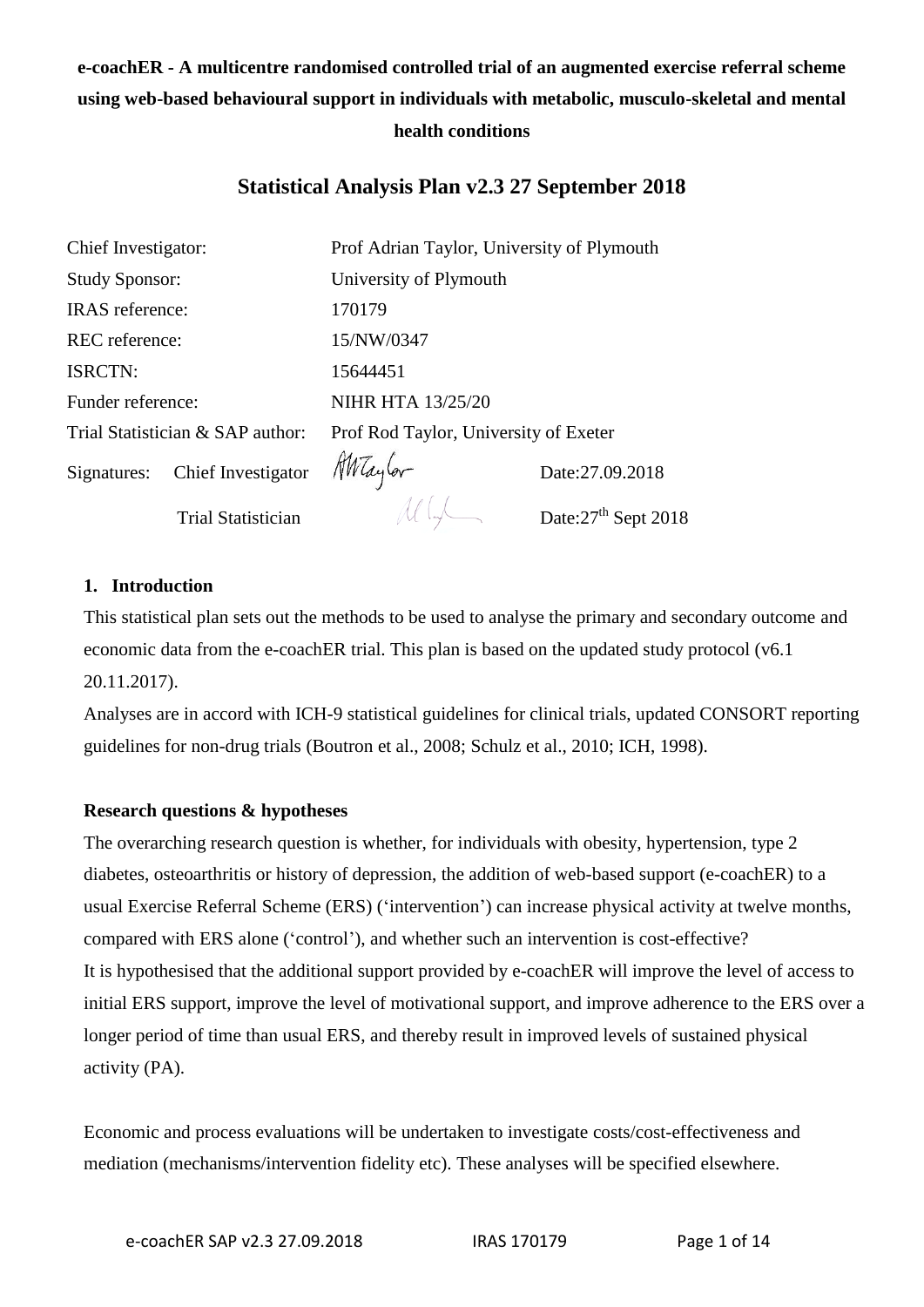**e-coachER - A multicentre randomised controlled trial of an augmented exercise referral scheme using web-based behavioural support in individuals with metabolic, musculo-skeletal and mental health conditions**

## Statistical Analysis Plan v2.3 27 September 2018

| | |
|---|---|
| Chief Investigator: | Prof Adrian Taylor, University of Plymouth |
| Study Sponsor: | University of Plymouth |
| IRAS reference: | 170179 |
| REC reference: | 15/NW/0347 |
| ISRCTN: | 15644451 |
| Funder reference: | NIHR HTA 13/25/20 |
| Trial Statistician & SAP author: | Prof Rod Taylor, University of Exeter |

Signatures: Chief Investigator Date:27.09.2018

Trial Statistician Date:27th Sept 2018

### 1. Introduction

This statistical plan sets out the methods to be used to analyse the primary and secondary outcome and economic data from the e-coachER trial. This plan is based on the updated study protocol (v6.1 20.11.2017).

Analyses are in accord with ICH-9 statistical guidelines for clinical trials, updated CONSORT reporting guidelines for non-drug trials (Boutron et al., 2008; Schulz et al., 2010; ICH, 1998).

**Research questions & hypotheses**

The overarching research question is whether, for individuals with obesity, hypertension, type 2 diabetes, osteoarthritis or history of depression, the addition of web-based support (e-coachER) to a usual Exercise Referral Scheme (ERS) ('intervention') can increase physical activity at twelve months, compared with ERS alone ('control'), and whether such an intervention is cost-effective?

It is hypothesised that the additional support provided by e-coachER will improve the level of access to initial ERS support, improve the level of motivational support, and improve adherence to the ERS over a longer period of time than usual ERS, and thereby result in improved levels of sustained physical activity (PA).

Economic and process evaluations will be undertaken to investigate costs/cost-effectiveness and mediation (mechanisms/intervention fidelity etc). These analyses will be specified elsewhere.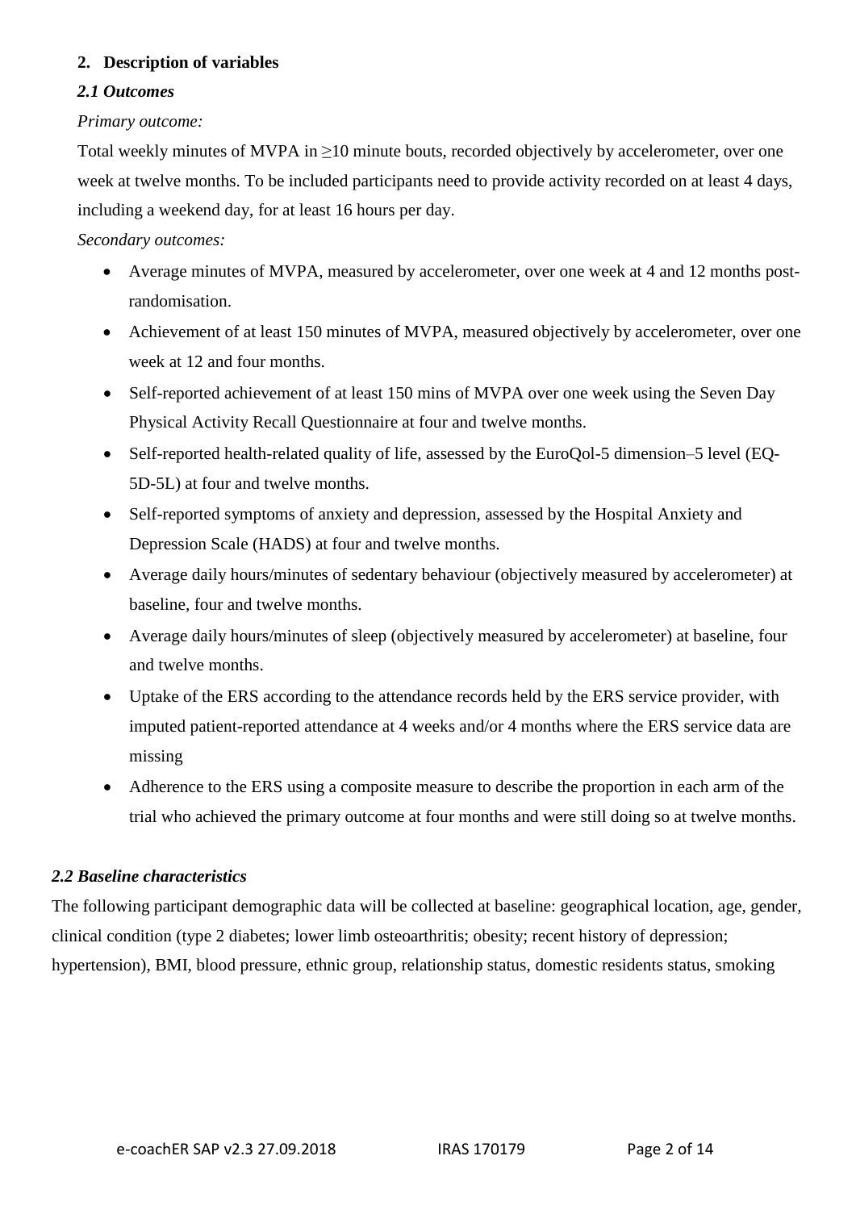## 2. Description of variables

### *2.1 Outcomes*

*Primary outcome:*

Total weekly minutes of MVPA in ≥10 minute bouts, recorded objectively by accelerometer, over one week at twelve months. To be included participants need to provide activity recorded on at least 4 days, including a weekend day, for at least 16 hours per day.

*Secondary outcomes:*

- Average minutes of MVPA, measured by accelerometer, over one week at 4 and 12 months post-randomisation.
- Achievement of at least 150 minutes of MVPA, measured objectively by accelerometer, over one week at 12 and four months.
- Self-reported achievement of at least 150 mins of MVPA over one week using the Seven Day Physical Activity Recall Questionnaire at four and twelve months.
- Self-reported health-related quality of life, assessed by the EuroQol-5 dimension–5 level (EQ-5D-5L) at four and twelve months.
- Self-reported symptoms of anxiety and depression, assessed by the Hospital Anxiety and Depression Scale (HADS) at four and twelve months.
- Average daily hours/minutes of sedentary behaviour (objectively measured by accelerometer) at baseline, four and twelve months.
- Average daily hours/minutes of sleep (objectively measured by accelerometer) at baseline, four and twelve months.
- Uptake of the ERS according to the attendance records held by the ERS service provider, with imputed patient-reported attendance at 4 weeks and/or 4 months where the ERS service data are missing
- Adherence to the ERS using a composite measure to describe the proportion in each arm of the trial who achieved the primary outcome at four months and were still doing so at twelve months.

### *2.2 Baseline characteristics*

The following participant demographic data will be collected at baseline: geographical location, age, gender, clinical condition (type 2 diabetes; lower limb osteoarthritis; obesity; recent history of depression; hypertension), BMI, blood pressure, ethnic group, relationship status, domestic residents status, smoking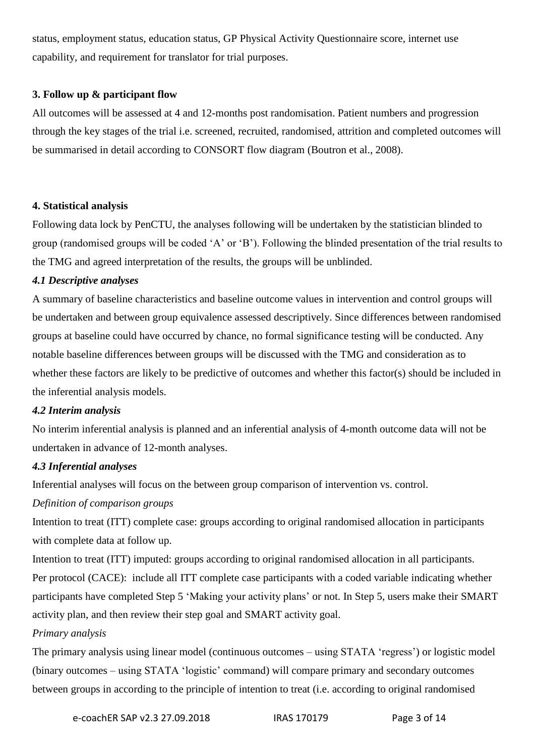status, employment status, education status, GP Physical Activity Questionnaire score, internet use capability, and requirement for translator for trial purposes.

### 3. Follow up & participant flow

All outcomes will be assessed at 4 and 12-months post randomisation. Patient numbers and progression through the key stages of the trial i.e. screened, recruited, randomised, attrition and completed outcomes will be summarised in detail according to CONSORT flow diagram (Boutron et al., 2008).

### 4. Statistical analysis

Following data lock by PenCTU, the analyses following will be undertaken by the statistician blinded to group (randomised groups will be coded 'A' or 'B'). Following the blinded presentation of the trial results to the TMG and agreed interpretation of the results, the groups will be unblinded.

#### *4.1 Descriptive analyses*

A summary of baseline characteristics and baseline outcome values in intervention and control groups will be undertaken and between group equivalence assessed descriptively. Since differences between randomised groups at baseline could have occurred by chance, no formal significance testing will be conducted. Any notable baseline differences between groups will be discussed with the TMG and consideration as to whether these factors are likely to be predictive of outcomes and whether this factor(s) should be included in the inferential analysis models.

#### *4.2 Interim analysis*

No interim inferential analysis is planned and an inferential analysis of 4-month outcome data will not be undertaken in advance of 12-month analyses.

#### *4.3 Inferential analyses*

Inferential analyses will focus on the between group comparison of intervention vs. control.

*Definition of comparison groups*

Intention to treat (ITT) complete case: groups according to original randomised allocation in participants with complete data at follow up.

Intention to treat (ITT) imputed: groups according to original randomised allocation in all participants.

Per protocol (CACE): include all ITT complete case participants with a coded variable indicating whether participants have completed Step 5 'Making your activity plans' or not. In Step 5, users make their SMART activity plan, and then review their step goal and SMART activity goal.

*Primary analysis*

The primary analysis using linear model (continuous outcomes – using STATA 'regress') or logistic model (binary outcomes – using STATA 'logistic' command) will compare primary and secondary outcomes between groups in according to the principle of intention to treat (i.e. according to original randomised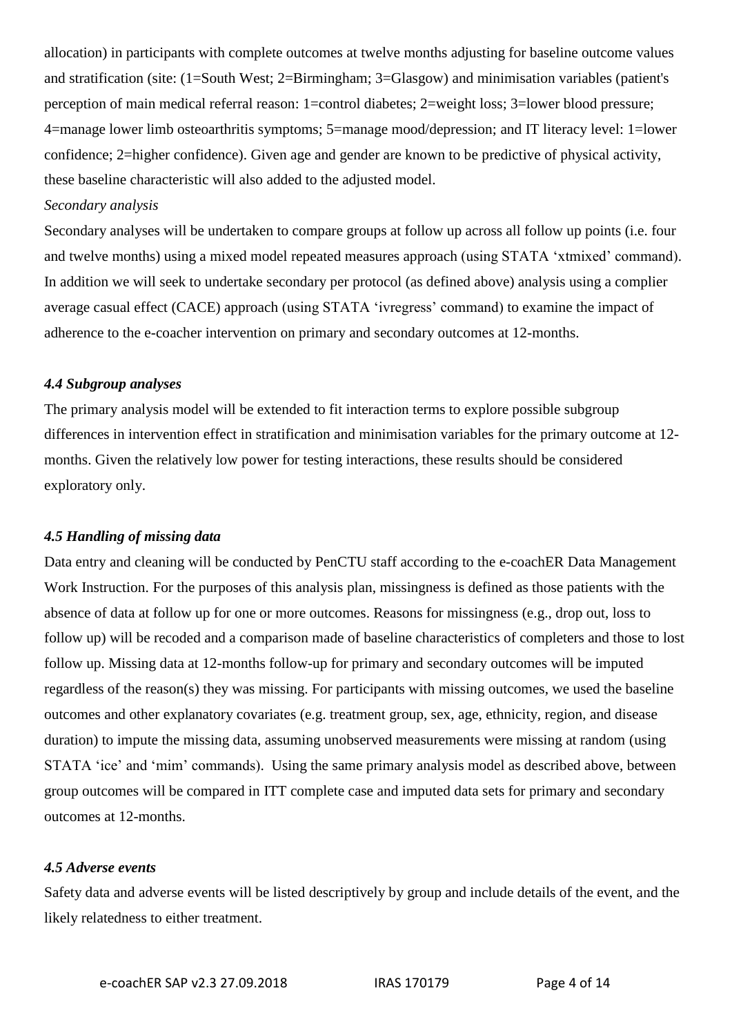allocation) in participants with complete outcomes at twelve months adjusting for baseline outcome values and stratification (site: (1=South West; 2=Birmingham; 3=Glasgow) and minimisation variables (patient's perception of main medical referral reason: 1=control diabetes; 2=weight loss; 3=lower blood pressure; 4=manage lower limb osteoarthritis symptoms; 5=manage mood/depression; and IT literacy level: 1=lower confidence; 2=higher confidence). Given age and gender are known to be predictive of physical activity, these baseline characteristic will also added to the adjusted model.

*Secondary analysis*

Secondary analyses will be undertaken to compare groups at follow up across all follow up points (i.e. four and twelve months) using a mixed model repeated measures approach (using STATA 'xtmixed' command). In addition we will seek to undertake secondary per protocol (as defined above) analysis using a complier average casual effect (CACE) approach (using STATA 'ivregress' command) to examine the impact of adherence to the e-coacher intervention on primary and secondary outcomes at 12-months.

### *4.4 Subgroup analyses*

The primary analysis model will be extended to fit interaction terms to explore possible subgroup differences in intervention effect in stratification and minimisation variables for the primary outcome at 12-months. Given the relatively low power for testing interactions, these results should be considered exploratory only.

### *4.5 Handling of missing data*

Data entry and cleaning will be conducted by PenCTU staff according to the e-coachER Data Management Work Instruction. For the purposes of this analysis plan, missingness is defined as those patients with the absence of data at follow up for one or more outcomes. Reasons for missingness (e.g., drop out, loss to follow up) will be recoded and a comparison made of baseline characteristics of completers and those to lost follow up. Missing data at 12-months follow-up for primary and secondary outcomes will be imputed regardless of the reason(s) they was missing. For participants with missing outcomes, we used the baseline outcomes and other explanatory covariates (e.g. treatment group, sex, age, ethnicity, region, and disease duration) to impute the missing data, assuming unobserved measurements were missing at random (using STATA 'ice' and 'mim' commands). Using the same primary analysis model as described above, between group outcomes will be compared in ITT complete case and imputed data sets for primary and secondary outcomes at 12-months.

### *4.5 Adverse events*

Safety data and adverse events will be listed descriptively by group and include details of the event, and the likely relatedness to either treatment.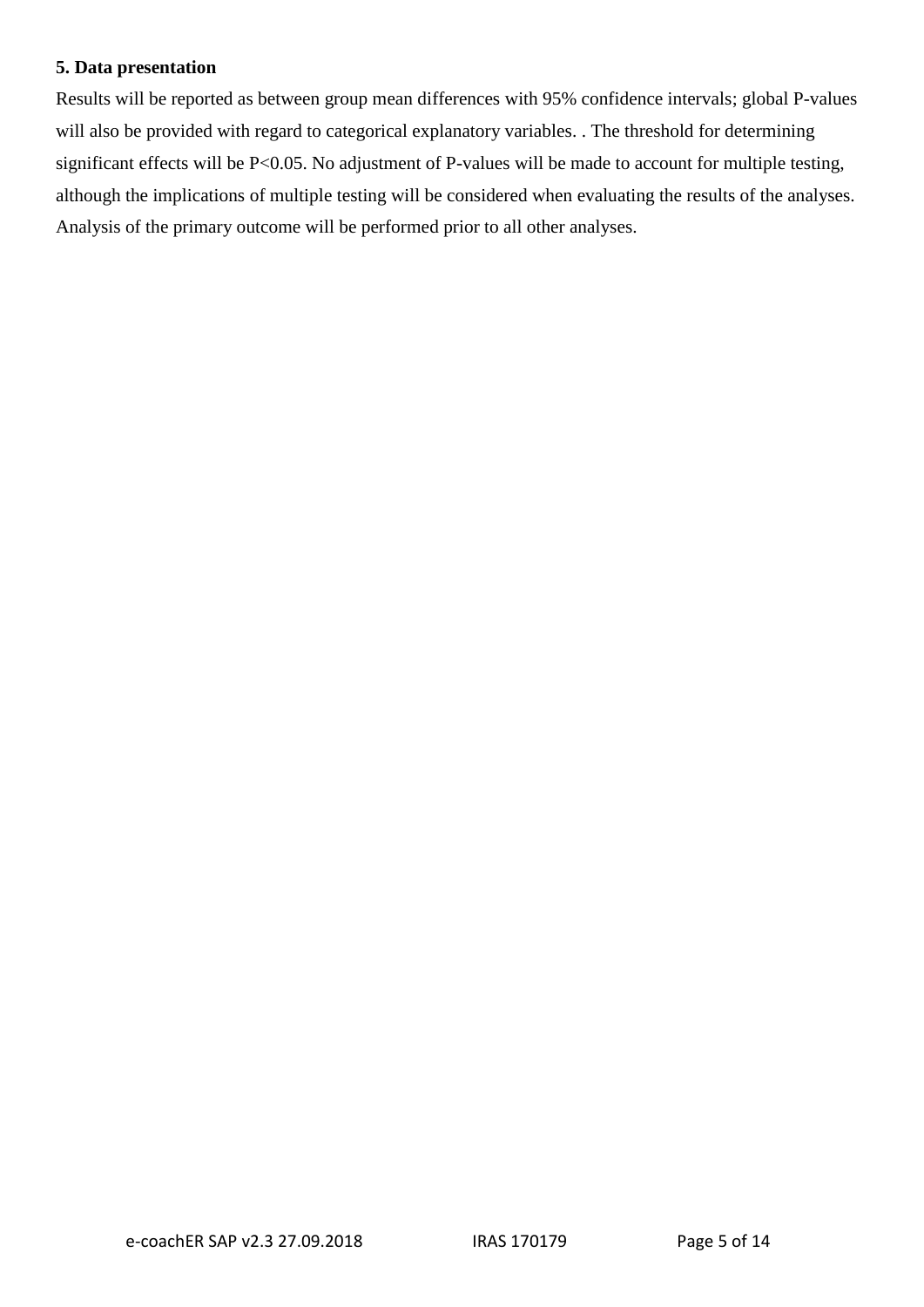### 5. Data presentation

Results will be reported as between group mean differences with 95% confidence intervals; global P-values will also be provided with regard to categorical explanatory variables. . The threshold for determining significant effects will be $P<0.05$. No adjustment of P-values will be made to account for multiple testing, although the implications of multiple testing will be considered when evaluating the results of the analyses. Analysis of the primary outcome will be performed prior to all other analyses.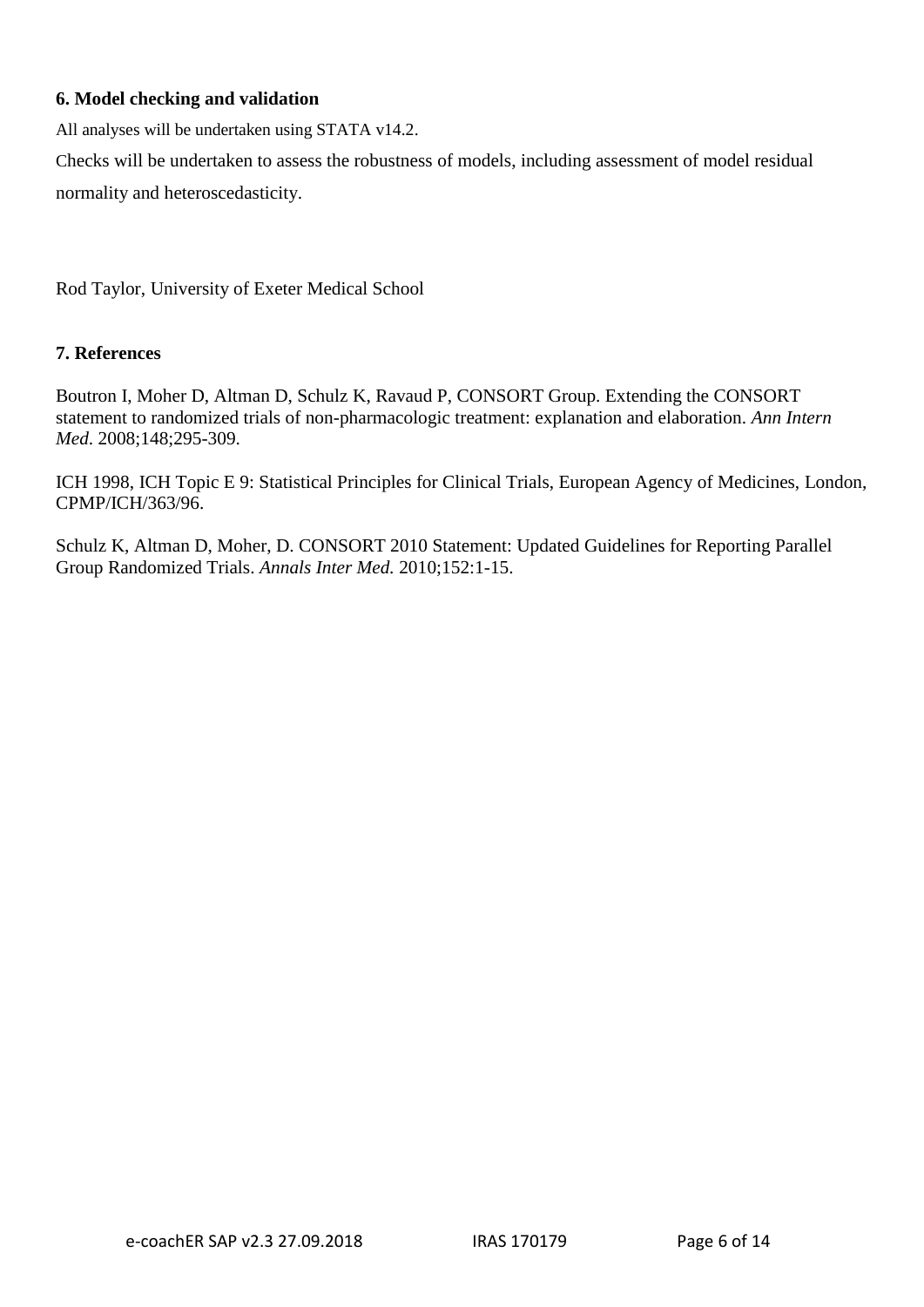## 6. Model checking and validation

All analyses will be undertaken using STATA v14.2.

Checks will be undertaken to assess the robustness of models, including assessment of model residual normality and heteroscedasticity.

Rod Taylor, University of Exeter Medical School

## 7. References

Boutron I, Moher D, Altman D, Schulz K, Ravaud P, CONSORT Group. Extending the CONSORT statement to randomized trials of non-pharmacologic treatment: explanation and elaboration. *Ann Intern Med.* 2008;148;295-309.

ICH 1998, ICH Topic E 9: Statistical Principles for Clinical Trials, European Agency of Medicines, London, CPMP/ICH/363/96.

Schulz K, Altman D, Moher, D. CONSORT 2010 Statement: Updated Guidelines for Reporting Parallel Group Randomized Trials. *Annals Inter Med.* 2010;152:1-15.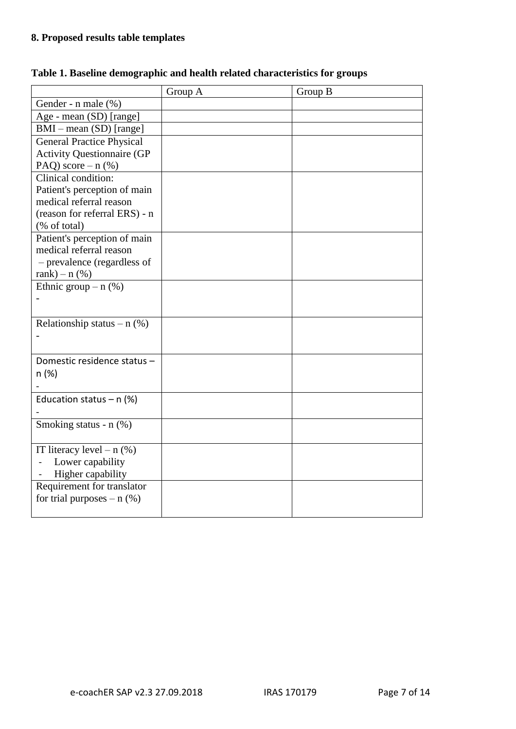## 8. Proposed results table templates

**Table 1. Baseline demographic and health related characteristics for groups**

| | Group A | Group B |
|---|---|---|
| Gender - n male (%) | | |
| Age - mean (SD) [range] | | |
| BMI – mean (SD) [range] | | |
| General Practice Physical Activity Questionnaire (GP PAQ) score – n (%) | | |
| Clinical condition: Patient's perception of main medical referral reason (reason for referral ERS) - n (% of total) | | |
| Patient's perception of main medical referral reason – prevalence (regardless of rank) – n (%) | | |
| Ethnic group – n (%)<br>- | | |
| Relationship status – n (%)<br>- | | |
| Domestic residence status – n (%)<br>- | | |
| Education status – n (%)<br>- | | |
| Smoking status - n (%) | | |
| IT literacy level – n (%)<br>- Lower capability<br>- Higher capability | | |
| Requirement for translator for trial purposes – n (%) | | |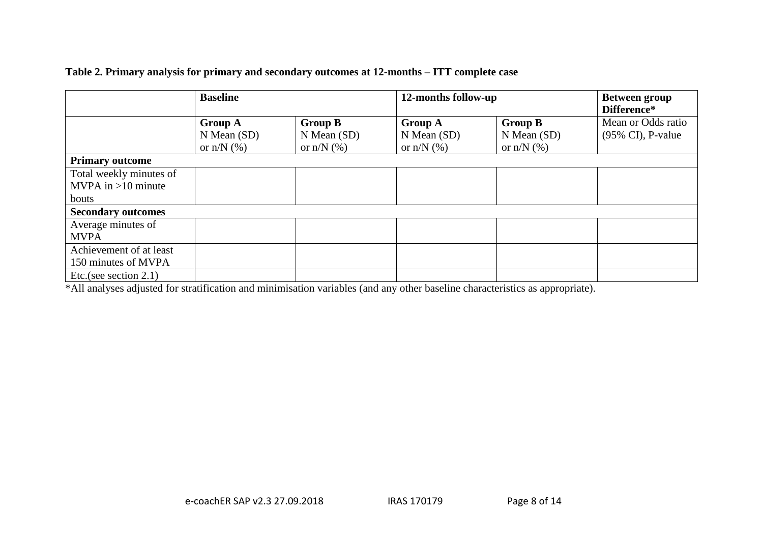**Table 2. Primary analysis for primary and secondary outcomes at 12-months – ITT complete case**

| | **Baseline** | | **12-months follow-up** | | **Between group Difference*** |
|---|---|---|---|---|---|
| | **Group A** N Mean (SD) or n/N (%) | **Group B** N Mean (SD) or n/N (%) | **Group A** N Mean (SD) or n/N (%) | **Group B** N Mean (SD) or n/N (%) | Mean or Odds ratio (95% CI), P-value |
| **Primary outcome** | | | | | |
| Total weekly minutes of MVPA in >10 minute bouts | | | | | |
| **Secondary outcomes** | | | | | |
| Average minutes of MVPA | | | | | |
| Achievement of at least 150 minutes of MVPA | | | | | |
| Etc.(see section 2.1) | | | | | |

*All analyses adjusted for stratification and minimisation variables (and any other baseline characteristics as appropriate).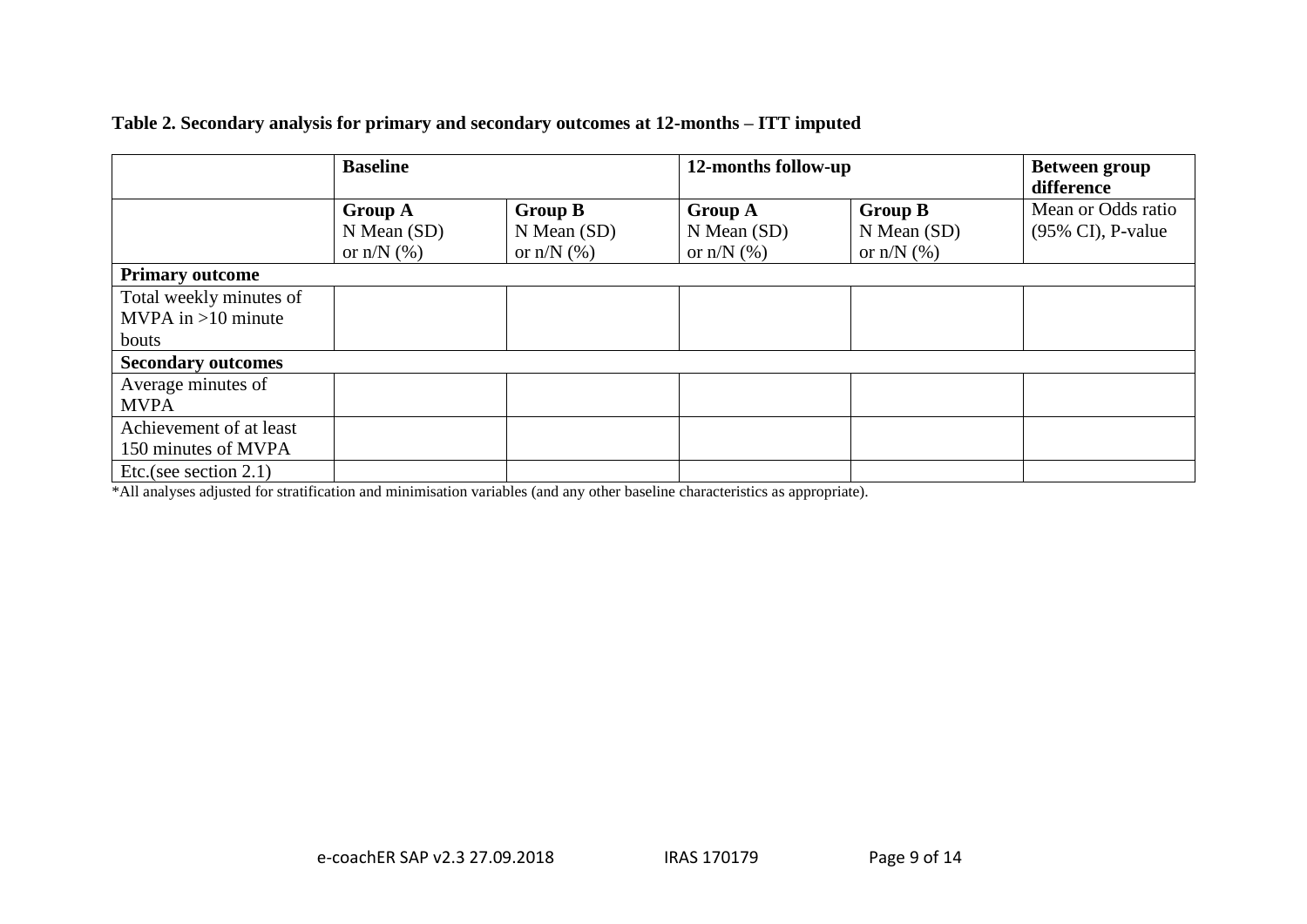**Table 2. Secondary analysis for primary and secondary outcomes at 12-months – ITT imputed**

| | **Baseline** | | **12-months follow-up** | | **Between group difference** |
|---|---|---|---|---|---|
| | **Group A** N Mean (SD) or n/N (%) | **Group B** N Mean (SD) or n/N (%) | **Group A** N Mean (SD) or n/N (%) | **Group B** N Mean (SD) or n/N (%) | Mean or Odds ratio (95% CI), P-value |
| **Primary outcome** | | | | | |
| Total weekly minutes of MVPA in >10 minute bouts | | | | | |
| **Secondary outcomes** | | | | | |
| Average minutes of MVPA | | | | | |
| Achievement of at least 150 minutes of MVPA | | | | | |
| Etc.(see section 2.1) | | | | | |

*All analyses adjusted for stratification and minimisation variables (and any other baseline characteristics as appropriate).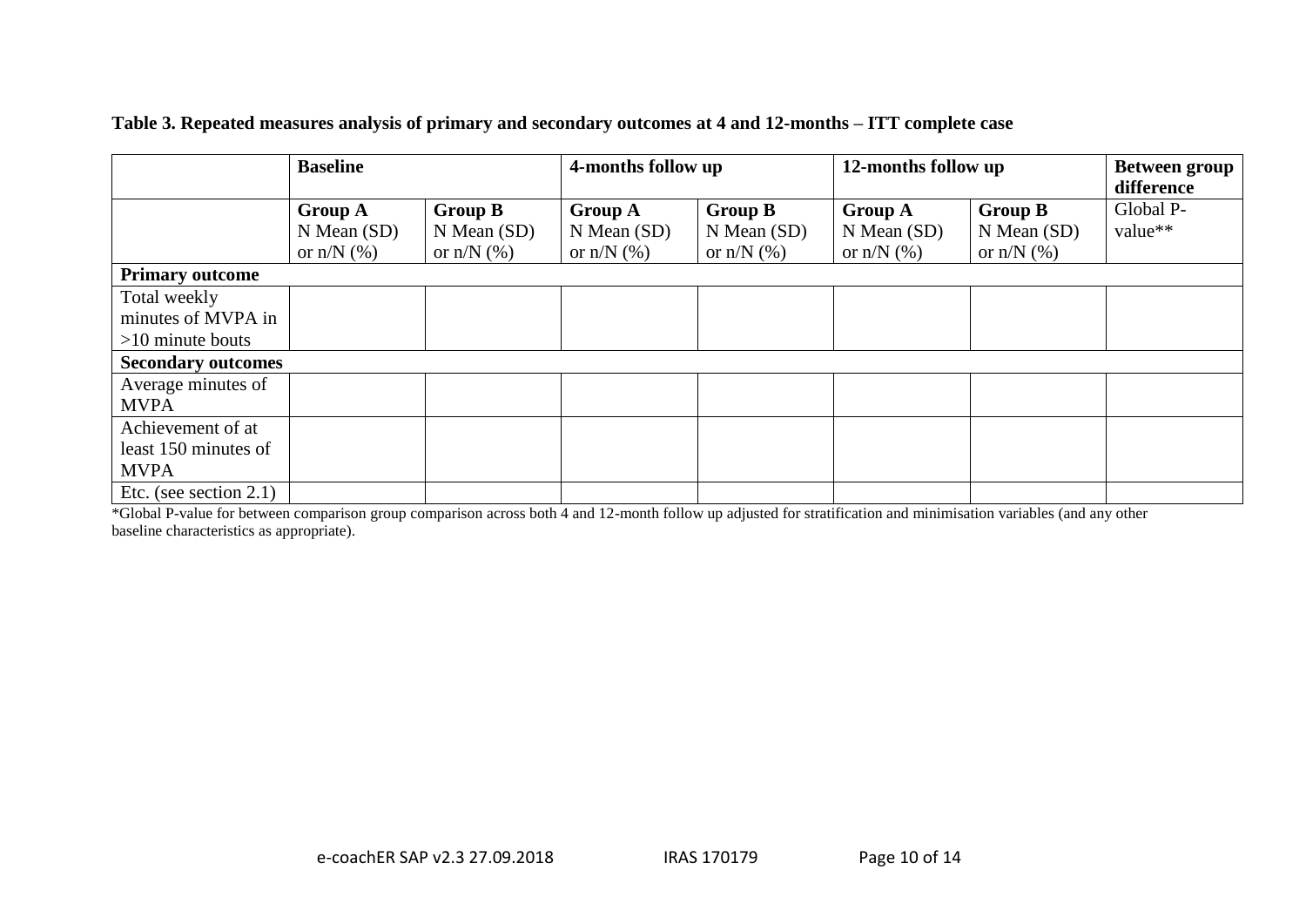**Table 3. Repeated measures analysis of primary and secondary outcomes at 4 and 12-months – ITT complete case**

| | **Baseline** | | **4-months follow up** | | **12-months follow up** | | **Between group difference** |
|---|---|---|---|---|---|---|---|
| | **Group A** N Mean (SD) or n/N (%) | **Group B** N Mean (SD) or n/N (%) | **Group A** N Mean (SD) or n/N (%) | **Group B** N Mean (SD) or n/N (%) | **Group A** N Mean (SD) or n/N (%) | **Group B** N Mean (SD) or n/N (%) | Global P-value** |
| **Primary outcome** | | | | | | | |
| Total weekly minutes of MVPA in >10 minute bouts | | | | | | | |
| **Secondary outcomes** | | | | | | | |
| Average minutes of MVPA | | | | | | | |
| Achievement of at least 150 minutes of MVPA | | | | | | | |
| Etc. (see section 2.1) | | | | | | | |

*Global P-value for between comparison group comparison across both 4 and 12-month follow up adjusted for stratification and minimisation variables (and any other baseline characteristics as appropriate).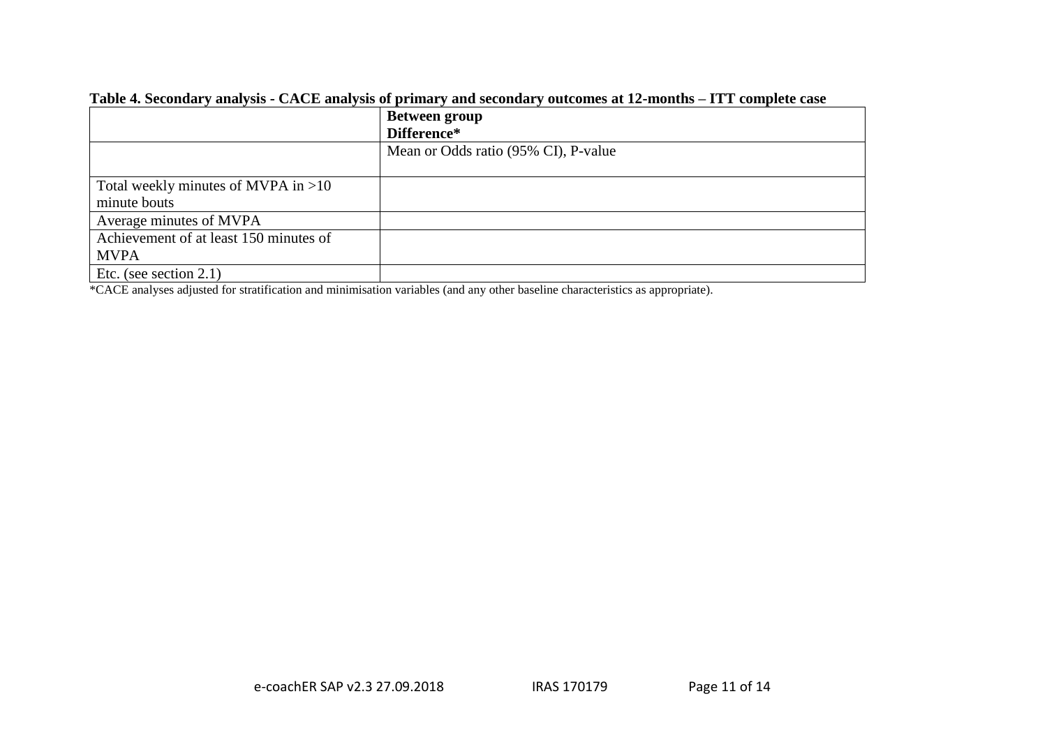**Table 4. Secondary analysis - CACE analysis of primary and secondary outcomes at 12-months – ITT complete case**

| | **Between group Difference*** |
|---|---|
| | Mean or Odds ratio (95% CI), P-value |
| Total weekly minutes of MVPA in >10 minute bouts | |
| Average minutes of MVPA | |
| Achievement of at least 150 minutes of MVPA | |
| Etc. (see section 2.1) | |

*CACE analyses adjusted for stratification and minimisation variables (and any other baseline characteristics as appropriate).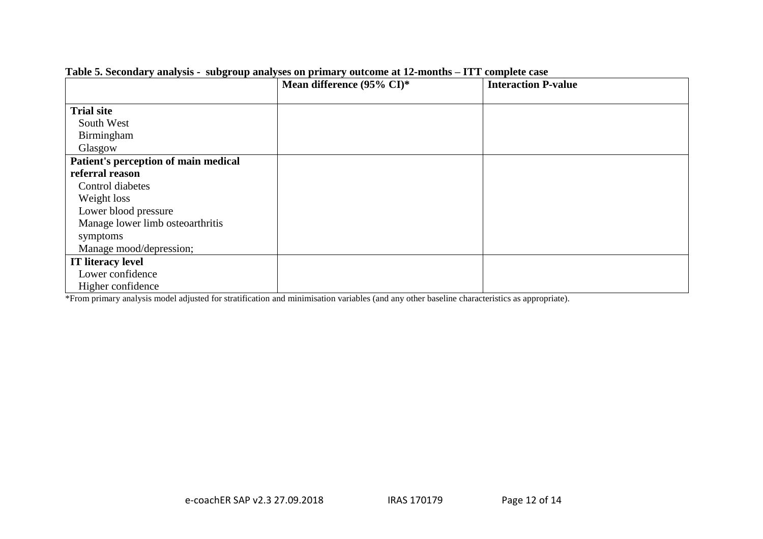**Table 5. Secondary analysis - subgroup analyses on primary outcome at 12-months – ITT complete case**

| | Mean difference (95% CI)* | Interaction P-value |
|---|---|---|
| **Trial site** | | |
| South West | | |
| Birmingham | | |
| Glasgow | | |
| **Patient's perception of main medical referral reason** | | |
| Control diabetes | | |
| Weight loss | | |
| Lower blood pressure | | |
| Manage lower limb osteoarthritis symptoms | | |
| Manage mood/depression; | | |
| **IT literacy level** | | |
| Lower confidence | | |
| Higher confidence | | |

*From primary analysis model adjusted for stratification and minimisation variables (and any other baseline characteristics as appropriate).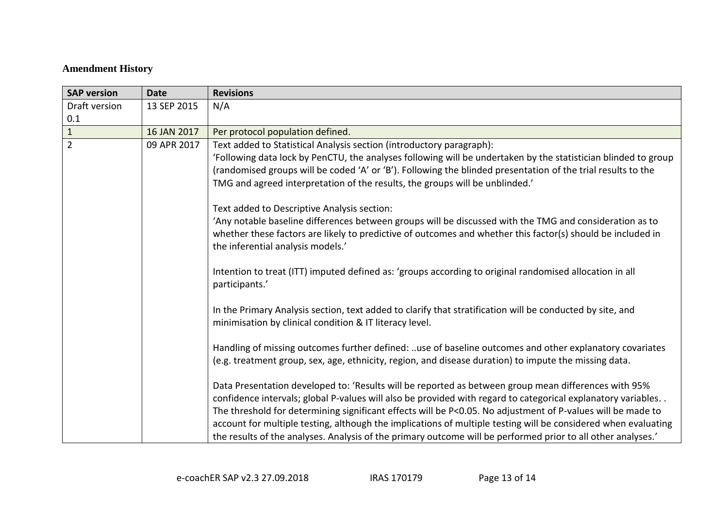**Amendment History**

| SAP version | Date | Revisions |
|---|---|---|
| Draft version 0.1 | 13 SEP 2015 | N/A |
| 1 | 16 JAN 2017 | Per protocol population defined. |
| 2 | 09 APR 2017 | Text added to Statistical Analysis section (introductory paragraph):<br>'Following data lock by PenCTU, the analyses following will be undertaken by the statistician blinded to group (randomised groups will be coded 'A' or 'B'). Following the blinded presentation of the trial results to the TMG and agreed interpretation of the results, the groups will be unblinded.'<br><br>Text added to Descriptive Analysis section:<br>'Any notable baseline differences between groups will be discussed with the TMG and consideration as to whether these factors are likely to predictive of outcomes and whether this factor(s) should be included in the inferential analysis models.'<br><br>Intention to treat (ITT) imputed defined as: 'groups according to original randomised allocation in all participants.'<br><br>In the Primary Analysis section, text added to clarify that stratification will be conducted by site, and minimisation by clinical condition & IT literacy level.<br><br>Handling of missing outcomes further defined: ..use of baseline outcomes and other explanatory covariates (e.g. treatment group, sex, age, ethnicity, region, and disease duration) to impute the missing data.<br><br>Data Presentation developed to: 'Results will be reported as between group mean differences with 95% confidence intervals; global P-values will also be provided with regard to categorical explanatory variables. . The threshold for determining significant effects will be P<0.05. No adjustment of P-values will be made to account for multiple testing, although the implications of multiple testing will be considered when evaluating the results of the analyses. Analysis of the primary outcome will be performed prior to all other analyses.' |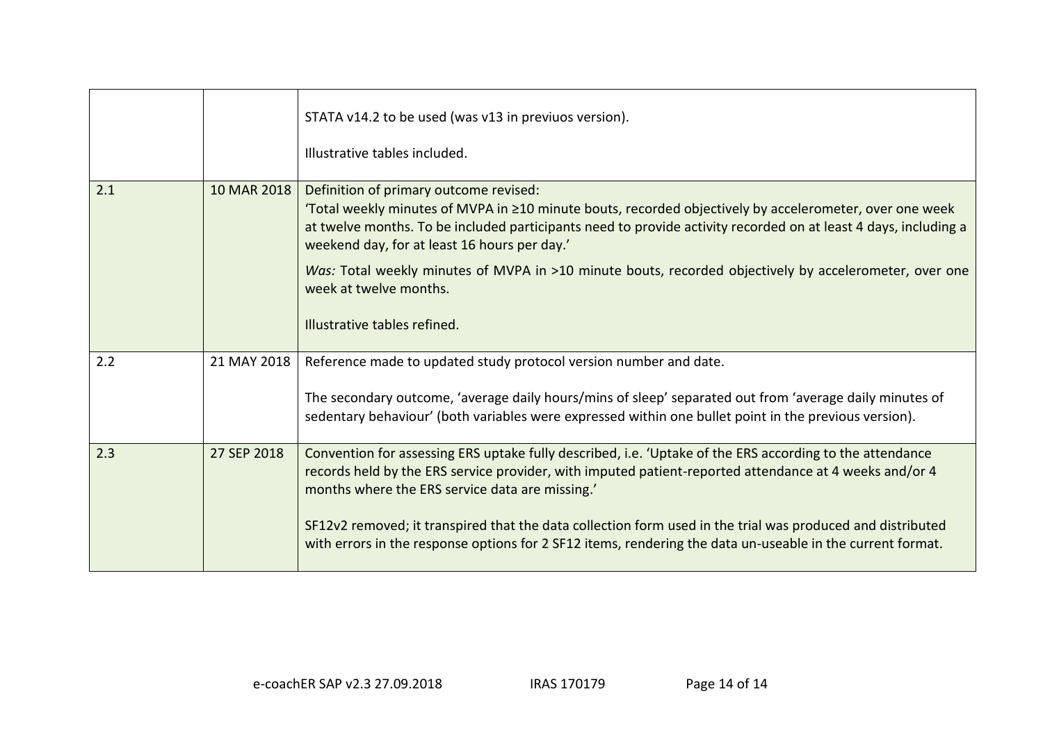| | | |
|---|---|---|
| | | STATA v14.2 to be used (was v13 in previuos version).<br><br>Illustrative tables included. |
| 2.1 | 10 MAR 2018 | Definition of primary outcome revised:<br>'Total weekly minutes of MVPA in ≥10 minute bouts, recorded objectively by accelerometer, over one week at twelve months. To be included participants need to provide activity recorded on at least 4 days, including a weekend day, for at least 16 hours per day.'<br><br>*Was:* Total weekly minutes of MVPA in >10 minute bouts, recorded objectively by accelerometer, over one week at twelve months.<br><br>Illustrative tables refined. |
| 2.2 | 21 MAY 2018 | Reference made to updated study protocol version number and date.<br><br>The secondary outcome, 'average daily hours/mins of sleep' separated out from 'average daily minutes of sedentary behaviour' (both variables were expressed within one bullet point in the previous version). |
| 2.3 | 27 SEP 2018 | Convention for assessing ERS uptake fully described, i.e. 'Uptake of the ERS according to the attendance records held by the ERS service provider, with imputed patient-reported attendance at 4 weeks and/or 4 months where the ERS service data are missing.'<br><br>SF12v2 removed; it transpired that the data collection form used in the trial was produced and distributed with errors in the response options for 2 SF12 items, rendering the data un-useable in the current format. |